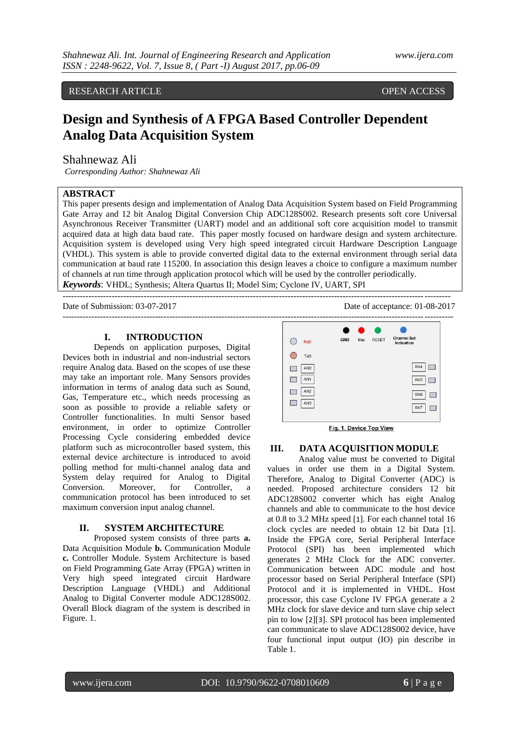RESEARCH ARTICLE OPEN ACCESS

# Design and Synthesis of A FPGA Based Controller Dependent Analog Data Acquisition System

Shahnewaz Ali

*Corresponding Author: Shahnewaz Ali*

## ABSTRACT

This paper presents design and implementation of Analog Data Acquisition System based on Field Programming Gate Array and 12 bit Analog Digital Conversion Chip ADC128S002. Research presents soft core Universal Asynchronous Receiver Transmitter (UART) model and an additional soft core acquisition model to transmit acquired data at high data baud rate. This paper mostly focused on hardware design and system architecture. Acquisition system is developed using Very high speed integrated circuit Hardware Description Language (VHDL). This system is able to provide converted digital data to the external environment through serial data communication at baud rate 115200. In association this design leaves a choice to configure a maximum number of channels at run time through application protocol which will be used by the controller periodically.

***Keywords***: VHDL; Synthesis; Altera Quartus II; Model Sim; Cyclone IV, UART, SPI

Date of Submission: 03-07-2017 Date of acceptance: 01-08-2017

## I. INTRODUCTION

Depends on application purposes, Digital Devices both in industrial and non-industrial sectors require Analog data. Based on the scopes of use these may take an important role. Many Sensors provides information in terms of analog data such as Sound, Gas, Temperature etc., which needs processing as soon as possible to provide a reliable safety or Controller functionalities. In multi Sensor based environment, in order to optimize Controller Processing Cycle considering embedded device platform such as microcontroller based system, this external device architecture is introduced to avoid polling method for multi-channel analog data and System delay required for Analog to Digital Conversion. Moreover, for Controller, a communication protocol has been introduced to set maximum conversion input analog channel.

## II. SYSTEM ARCHITECTURE

Proposed system consists of three parts **a.** Data Acquisition Module **b.** Communication Module **c.** Controller Module. System Architecture is based on Field Programming Gate Array (FPGA) written in Very high speed integrated circuit Hardware Description Language (VHDL) and Additional Analog to Digital Converter module ADC128S002. Overall Block diagram of the system is described in Figure. 1.

Fig. 1. Device Top View

## III. DATA ACQUISITION MODULE

Analog value must be converted to Digital values in order to use them in a Digital System. Therefore, Analog to Digital Converter (ADC) is needed. Proposed architecture considers 12 bit ADC128S002 converter which has eight Analog channels and able to communicate to the host device at 0.8 to 3.2 MHz speed [1]. For each channel total 16 clock cycles are needed to obtain 12 bit Data [1]. Inside the FPGA core, Serial Peripheral Interface Protocol (SPI) has been implemented which generates 2 MHz Clock for the ADC converter. Communication between ADC module and host processor based on Serial Peripheral Interface (SPI) Protocol and it is implemented in VHDL. Host processor, this case Cyclone IV FPGA generate a 2 MHz clock for slave device and turn slave chip select pin to low [2][3]. SPI protocol has been implemented can communicate to slave ADC128S002 device, have four functional input output (IO) pin describe in Table 1.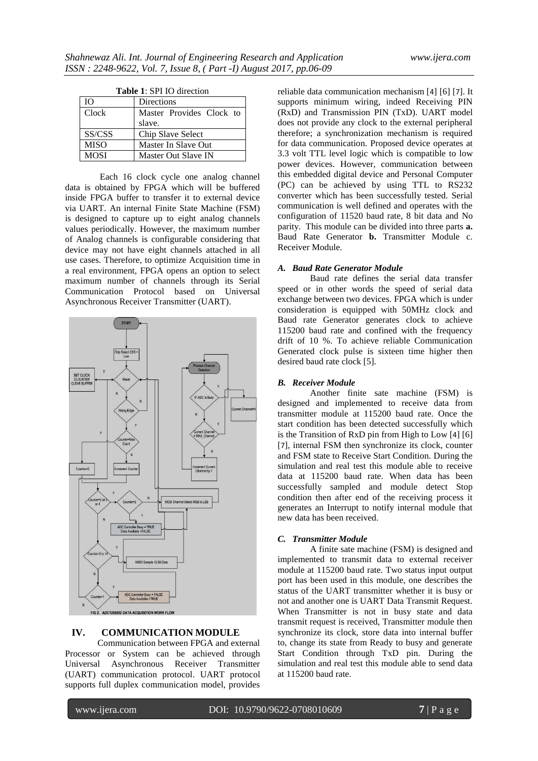**Table 1**: SPI IO direction

| IO | Directions |
|---|---|
| Clock | Master Provides Clock to slave. |
| SS/CSS | Chip Slave Select |
| MISO | Master In Slave Out |
| MOSI | Master Out Slave IN |

Each 16 clock cycle one analog channel data is obtained by FPGA which will be buffered inside FPGA buffer to transfer it to external device via UART. An internal Finite State Machine (FSM) is designed to capture up to eight analog channels values periodically. However, the maximum number of Analog channels is configurable considering that device may not have eight channels attached in all use cases. Therefore, to optimize Acquisition time in a real environment, FPGA opens an option to select maximum number of channels through its Serial Communication Protocol based on Universal Asynchronous Receiver Transmitter (UART).

FIG 2. ADC128S002 DATA ACQUISITION WORK FLOW

## IV. COMMUNICATION MODULE

Communication between FPGA and external Processor or System can be achieved through Universal Asynchronous Receiver Transmitter (UART) communication protocol. UART protocol supports full duplex communication model, provides reliable data communication mechanism [4] [6] [7]. It supports minimum wiring, indeed Receiving PIN (RxD) and Transmission PIN (TxD). UART model does not provide any clock to the external peripheral therefore; a synchronization mechanism is required for data communication. Proposed device operates at 3.3 volt TTL level logic which is compatible to low power devices. However, communication between this embedded digital device and Personal Computer (PC) can be achieved by using TTL to RS232 converter which has been successfully tested. Serial communication is well defined and operates with the configuration of 11520 baud rate, 8 bit data and No parity. This module can be divided into three parts **a.** Baud Rate Generator **b.** Transmitter Module c. Receiver Module.

### *A. Baud Rate Generator Module*

Baud rate defines the serial data transfer speed or in other words the speed of serial data exchange between two devices. FPGA which is under consideration is equipped with 50MHz clock and Baud rate Generator generates clock to achieve 115200 baud rate and confined with the frequency drift of 10 %. To achieve reliable Communication Generated clock pulse is sixteen time higher then desired baud rate clock [5].

### *B. Receiver Module*

Another finite sate machine (FSM) is designed and implemented to receive data from transmitter module at 115200 baud rate. Once the start condition has been detected successfully which is the Transition of RxD pin from High to Low [4] [6] [7], internal FSM then synchronize its clock, counter and FSM state to Receive Start Condition. During the simulation and real test this module able to receive data at 115200 baud rate. When data has been successfully sampled and module detect Stop condition then after end of the receiving process it generates an Interrupt to notify internal module that new data has been received.

### *C. Transmitter Module*

A finite sate machine (FSM) is designed and implemented to transmit data to external receiver module at 115200 baud rate. Two status input output port has been used in this module, one describes the status of the UART transmitter whether it is busy or not and another one is UART Data Transmit Request. When Transmitter is not in busy state and data transmit request is received, Transmitter module then synchronize its clock, store data into internal buffer to, change its state from Ready to busy and generate Start Condition through TxD pin. During the simulation and real test this module able to send data at 115200 baud rate.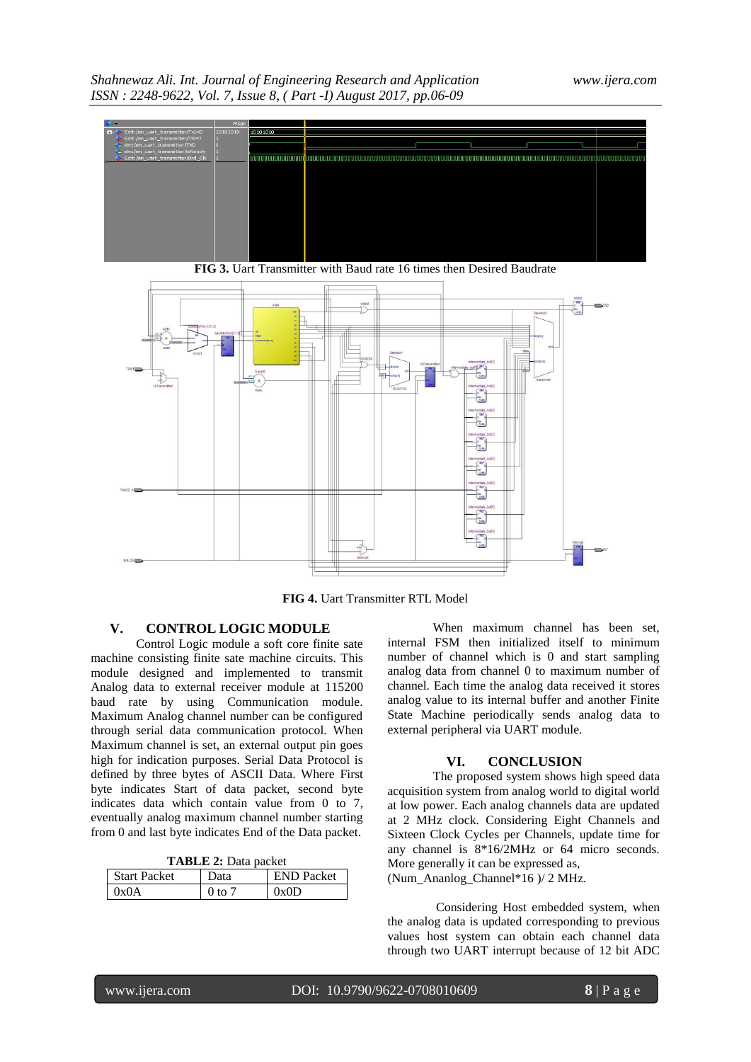FIG 3. Uart Transmitter with Baud rate 16 times then Desired Baudrate

FIG 4. Uart Transmitter RTL Model

## V. CONTROL LOGIC MODULE

Control Logic module a soft core finite sate machine consisting finite sate machine circuits. This module designed and implemented to transmit Analog data to external receiver module at 115200 baud rate by using Communication module. Maximum Analog channel number can be configured through serial data communication protocol. When Maximum channel is set, an external output pin goes high for indication purposes. Serial Data Protocol is defined by three bytes of ASCII Data. Where First byte indicates Start of data packet, second byte indicates data which contain value from 0 to 7, eventually analog maximum channel number starting from 0 and last byte indicates End of the Data packet.

**TABLE 2:** Data packet

| Start Packet | Data | END Packet |
|---|---|---|
| 0x0A | 0 to 7 | 0x0D |

When maximum channel has been set, internal FSM then initialized itself to minimum number of channel which is 0 and start sampling analog data from channel 0 to maximum number of channel. Each time the analog data received it stores analog value to its internal buffer and another Finite State Machine periodically sends analog data to external peripheral via UART module.

## VI. CONCLUSION

The proposed system shows high speed data acquisition system from analog world to digital world at low power. Each analog channels data are updated at 2 MHz clock. Considering Eight Channels and Sixteen Clock Cycles per Channels, update time for any channel is 8*16/2MHz or 64 micro seconds. More generally it can be expressed as,

(Num_Ananlog_Channel*16 )/ 2 MHz.

Considering Host embedded system, when the analog data is updated corresponding to previous values host system can obtain each channel data through two UART interrupt because of 12 bit ADC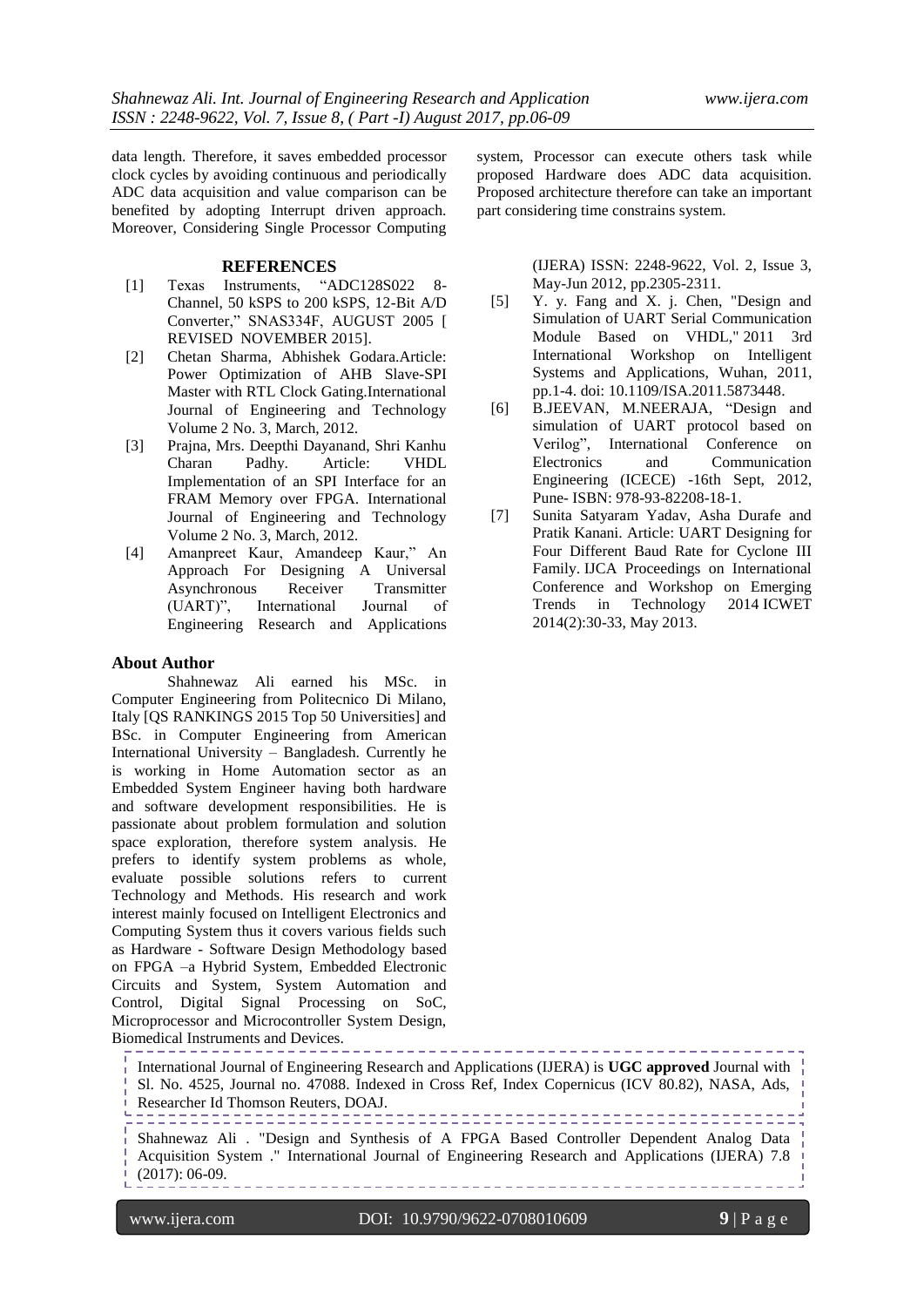data length. Therefore, it saves embedded processor clock cycles by avoiding continuous and periodically ADC data acquisition and value comparison can be benefited by adopting Interrupt driven approach. Moreover, Considering Single Processor Computing system, Processor can execute others task while proposed Hardware does ADC data acquisition. Proposed architecture therefore can take an important part considering time constrains system.

## REFERENCES

[1] Texas Instruments, "ADC128S022 8-Channel, 50 kSPS to 200 kSPS, 12-Bit A/D Converter," SNAS334F, AUGUST 2005 [ REVISED NOVEMBER 2015].

[2] Chetan Sharma, Abhishek Godara.Article: Power Optimization of AHB Slave-SPI Master with RTL Clock Gating.International Journal of Engineering and Technology Volume 2 No. 3, March, 2012.

[3] Prajna, Mrs. Deepthi Dayanand, Shri Kanhu Charan Padhy. Article: VHDL Implementation of an SPI Interface for an FRAM Memory over FPGA. International Journal of Engineering and Technology Volume 2 No. 3, March, 2012.

[4] Amanpreet Kaur, Amandeep Kaur," An Approach For Designing A Universal Asynchronous Receiver Transmitter (UART)", International Journal of Engineering Research and Applications (IJERA) ISSN: 2248-9622, Vol. 2, Issue 3, May-Jun 2012, pp.2305-2311.

[5] Y. y. Fang and X. j. Chen, "Design and Simulation of UART Serial Communication Module Based on VHDL," 2011 3rd International Workshop on Intelligent Systems and Applications, Wuhan, 2011, pp.1-4. doi: 10.1109/ISA.2011.5873448.

[6] B.JEEVAN, M.NEERAJA, "Design and simulation of UART protocol based on Verilog", International Conference on Electronics and Communication Engineering (ICECE) -16th Sept, 2012, Pune- ISBN: 978-93-82208-18-1.

[7] Sunita Satyaram Yadav, Asha Durafe and Pratik Kanani. Article: UART Designing for Four Different Baud Rate for Cyclone III Family. IJCA Proceedings on International Conference and Workshop on Emerging Trends in Technology 2014 ICWET 2014(2):30-33, May 2013.

## About Author

Shahnewaz Ali earned his MSc. in Computer Engineering from Politecnico Di Milano, Italy [QS RANKINGS 2015 Top 50 Universities] and BSc. in Computer Engineering from American International University – Bangladesh. Currently he is working in Home Automation sector as an Embedded System Engineer having both hardware and software development responsibilities. He is passionate about problem formulation and solution space exploration, therefore system analysis. He prefers to identify system problems as whole, evaluate possible solutions refers to current Technology and Methods. His research and work interest mainly focused on Intelligent Electronics and Computing System thus it covers various fields such as Hardware - Software Design Methodology based on FPGA –a Hybrid System, Embedded Electronic Circuits and System, System Automation and Control, Digital Signal Processing on SoC, Microprocessor and Microcontroller System Design, Biomedical Instruments and Devices.

International Journal of Engineering Research and Applications (IJERA) is **UGC approved** Journal with Sl. No. 4525, Journal no. 47088. Indexed in Cross Ref, Index Copernicus (ICV 80.82), NASA, Ads, Researcher Id Thomson Reuters, DOAJ.

Shahnewaz Ali . "Design and Synthesis of A FPGA Based Controller Dependent Analog Data Acquisition System ." International Journal of Engineering Research and Applications (IJERA) 7.8 (2017): 06-09.